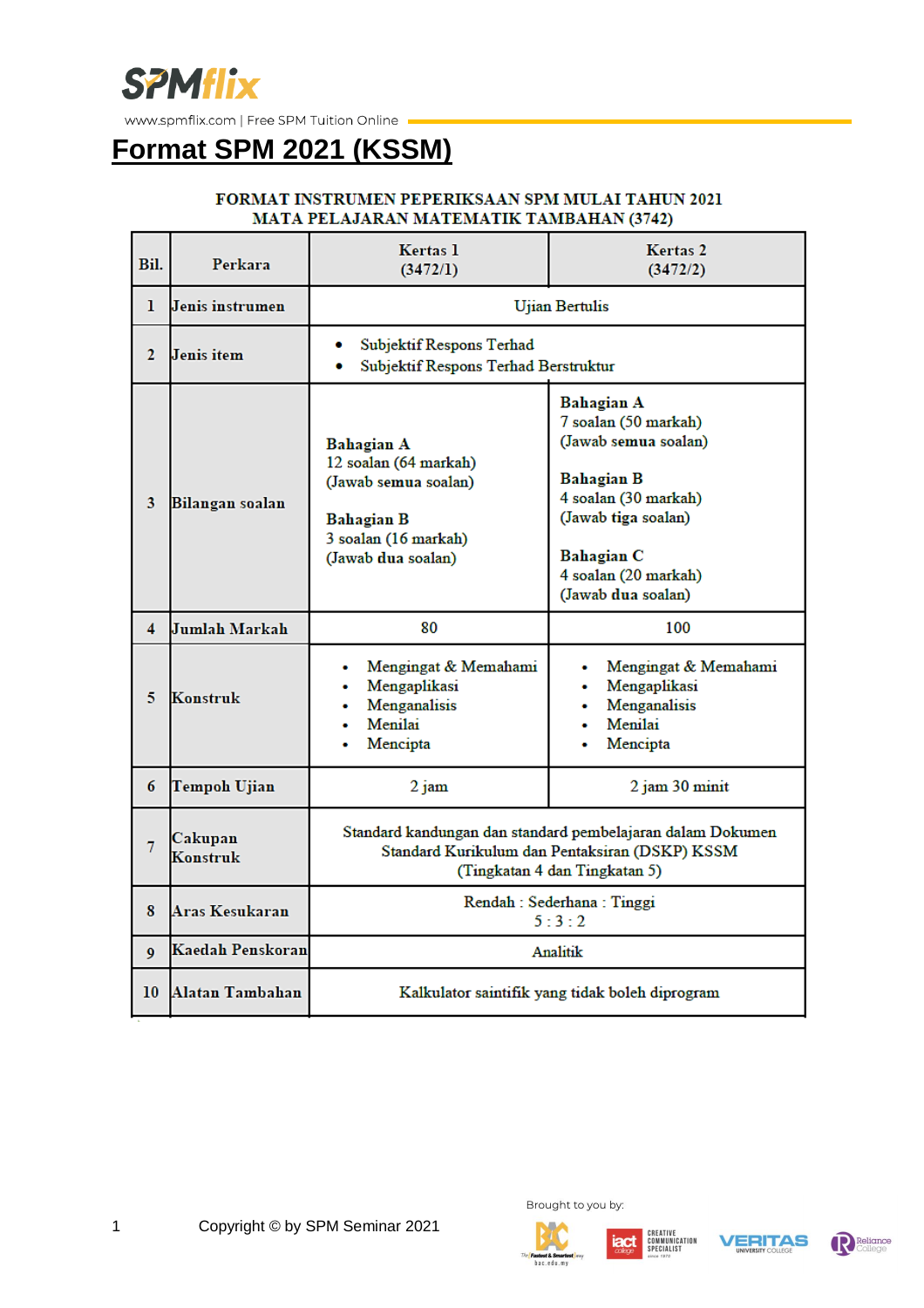# Format SPM 2021 (KSSM)

**FORMAT INSTRUMEN PEPERIKSAAN SPM MULAI TAHUN 2021**
**MATA PELAJARAN MATEMATIK TAMBAHAN (3742)**

| Bil. | Perkara | Kertas 1 (3472/1) | Kertas 2 (3472/2) |
|---|---|---|---|
| 1 | Jenis instrumen | Ujian Bertulis | |
| 2 | Jenis item | • Subjektif Respons Terhad<br>• Subjektif Respons Terhad Berstruktur | |
| 3 | Bilangan soalan | **Bahagian A**<br>12 soalan (64 markah)<br>(Jawab **semua** soalan)<br><br>**Bahagian B**<br>3 soalan (16 markah)<br>(Jawab **dua** soalan) | **Bahagian A**<br>7 soalan (50 markah)<br>(Jawab **semua** soalan)<br><br>**Bahagian B**<br>4 soalan (30 markah)<br>(Jawab **tiga** soalan)<br><br>**Bahagian C**<br>4 soalan (20 markah)<br>(Jawab **dua** soalan) |
| 4 | Jumlah Markah | 80 | 100 |
| 5 | Konstruk | • Mengingat & Memahami<br>• Mengaplikasi<br>• Menganalisis<br>• Menilai<br>• Mencipta | • Mengingat & Memahami<br>• Mengaplikasi<br>• Menganalisis<br>• Menilai<br>• Mencipta |
| 6 | Tempoh Ujian | 2 jam | 2 jam 30 minit |
| 7 | Cakupan Konstruk | Standard kandungan dan standard pembelajaran dalam Dokumen Standard Kurikulum dan Pentaksiran (DSKP) KSSM (Tingkatan 4 dan Tingkatan 5) | |
| 8 | Aras Kesukaran | Rendah : Sederhana : Tinggi<br>5 : 3 : 2 | |
| 9 | Kaedah Penskoran | Analitik | |
| 10 | Alatan Tambahan | Kalkulator saintifik yang tidak boleh diprogram | |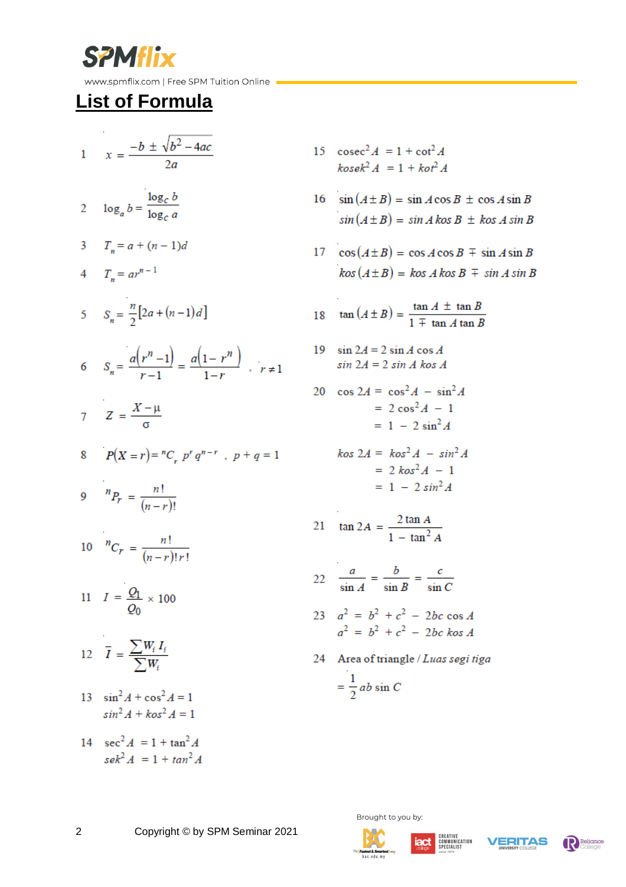# List of Formula

1. $x = \dfrac{-b \pm \sqrt{b^2 - 4ac}}{2a}$

2. $\log_a b = \dfrac{\log_c b}{\log_c a}$

3. $T_n = a + (n-1)d$

4. $T_n = ar^{n-1}$

5. $S_n = \dfrac{n}{2}[2a + (n-1)d]$

6. $S_n = \dfrac{a(r^n - 1)}{r-1} = \dfrac{a(1-r^n)}{1-r}$ , $r \neq 1$

7. $Z = \dfrac{X - \mu}{\sigma}$

8. $P(X = r) = {}^nC_r\, p^r q^{n-r}$ , $p + q = 1$

9. ${}^nP_r = \dfrac{n!}{(n-r)!}$

10. ${}^nC_r = \dfrac{n!}{(n-r)!\,r!}$

11. $I = \dfrac{Q_1}{Q_0} \times 100$

12. $\bar{I} = \dfrac{\sum W_i I_i}{\sum W_i}$

13. $\sin^2 A + \cos^2 A = 1$
    $sin^2 A + kos^2 A = 1$

14. $\sec^2 A = 1 + \tan^2 A$
    $sek^2 A = 1 + tan^2 A$

15. $\operatorname{cosec}^2 A = 1 + \cot^2 A$
    $kosek^2 A = 1 + kot^2 A$

16. $\sin(A \pm B) = \sin A \cos B \pm \cos A \sin B$
    $sin(A \pm B) = sin\, A\, kos\, B \pm kos\, A\, sin\, B$

17. $\cos(A \pm B) = \cos A \cos B \mp \sin A \sin B$
    $kos(A \pm B) = kos\, A\, kos\, B \mp sin\, A\, sin\, B$

18. $\tan(A \pm B) = \dfrac{\tan A \pm \tan B}{1 \mp \tan A \tan B}$

19. $\sin 2A = 2 \sin A \cos A$
    $sin\, 2A = 2\, sin\, A\, kos\, A$

20. $\cos 2A = \cos^2 A - \sin^2 A$
    $= 2\cos^2 A - 1$
    $= 1 - 2\sin^2 A$

    $kos\, 2A = kos^2 A - sin^2 A$
    $= 2\, kos^2 A - 1$
    $= 1 - 2\, sin^2 A$

21. $\tan 2A = \dfrac{2 \tan A}{1 - \tan^2 A}$

22. $\dfrac{a}{\sin A} = \dfrac{b}{\sin B} = \dfrac{c}{\sin C}$

23. $a^2 = b^2 + c^2 - 2bc \cos A$
    $a^2 = b^2 + c^2 - 2bc\, kos\, A$

24. Area of triangle / *Luas segi tiga*
    $= \dfrac{1}{2} ab \sin C$

Copyright © by SPM Seminar 2021

Brought to you by: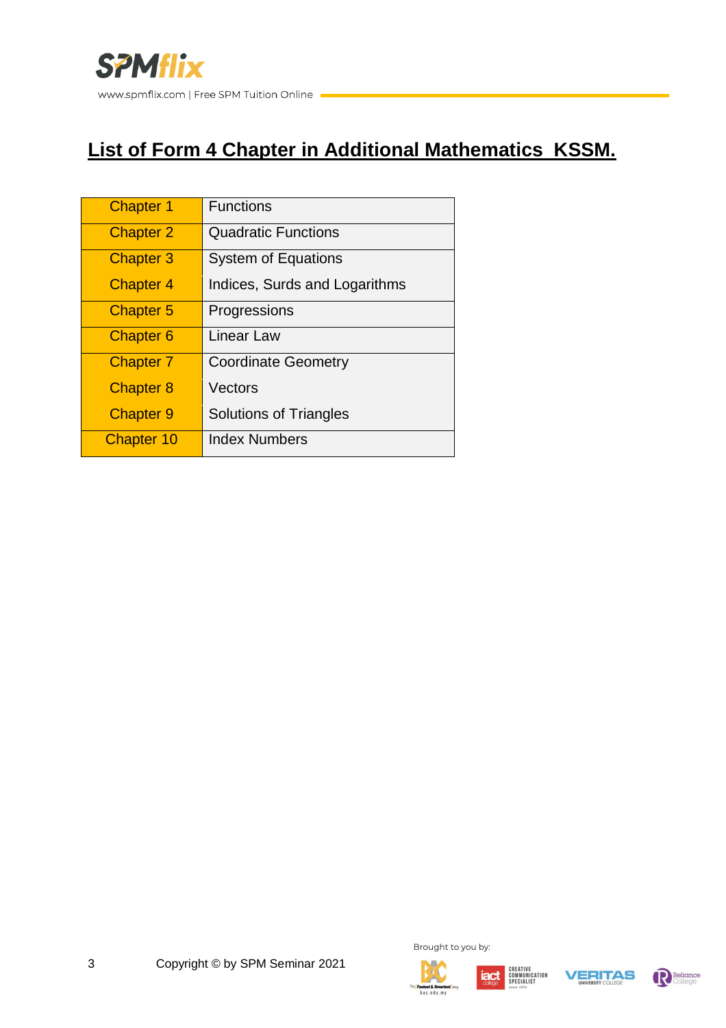# List of Form 4 Chapter in Additional Mathematics KSSM.

| | |
|---|---|
| Chapter 1 | Functions |
| Chapter 2 | Quadratic Functions |
| Chapter 3 | System of Equations |
| Chapter 4 | Indices, Surds and Logarithms |
| Chapter 5 | Progressions |
| Chapter 6 | Linear Law |
| Chapter 7 | Coordinate Geometry |
| Chapter 8 | Vectors |
| Chapter 9 | Solutions of Triangles |
| Chapter 10 | Index Numbers |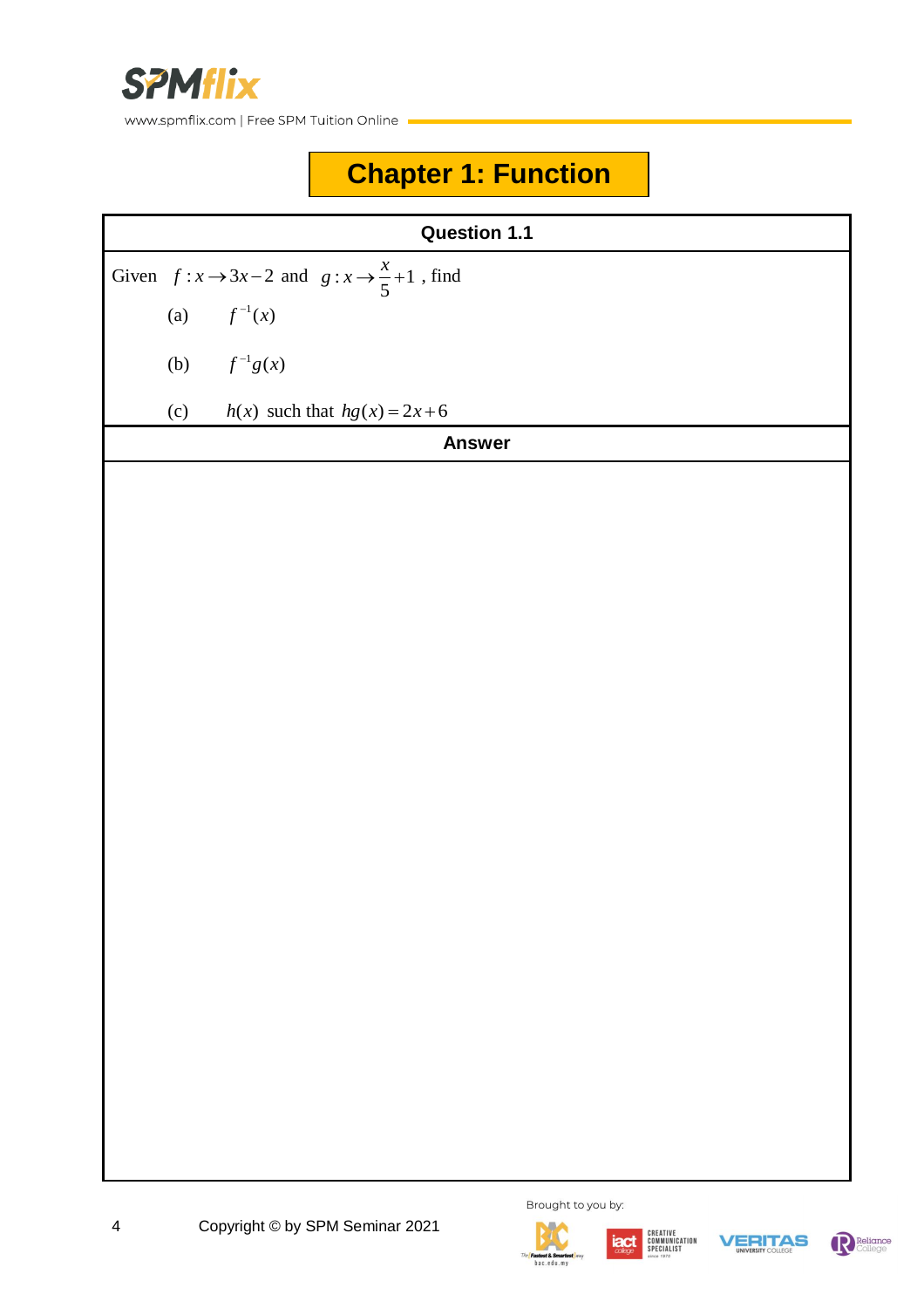# Chapter 1: Function

**Question 1.1**

Given $f : x \rightarrow 3x - 2$ and $g : x \rightarrow \frac{x}{5} + 1$ , find

(a) $f^{-1}(x)$

(b) $f^{-1}g(x)$

(c) $h(x)$ such that $hg(x) = 2x + 6$

**Answer**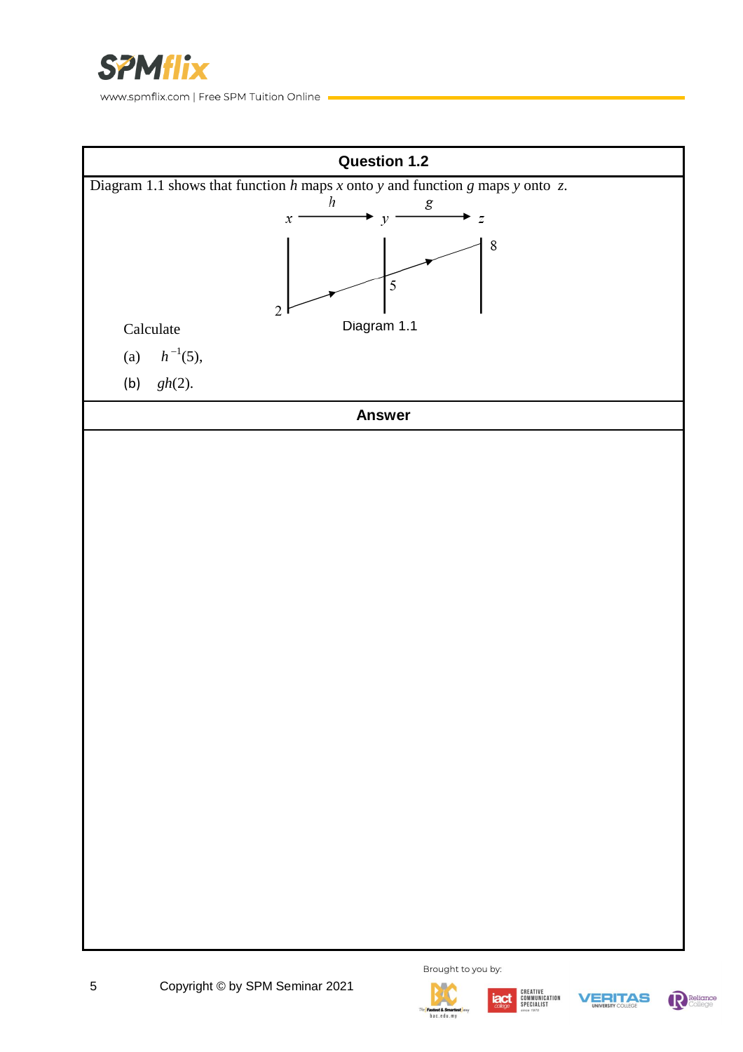## Question 1.2

Diagram 1.1 shows that function $h$ maps $x$ onto $y$ and function $g$ maps $y$ onto $z$.

$$x \xrightarrow{h} y \xrightarrow{g} z$$

2 → 5 → 8

Diagram 1.1

Calculate

(a) $h^{-1}(5)$,

(b) $gh(2)$.

## Answer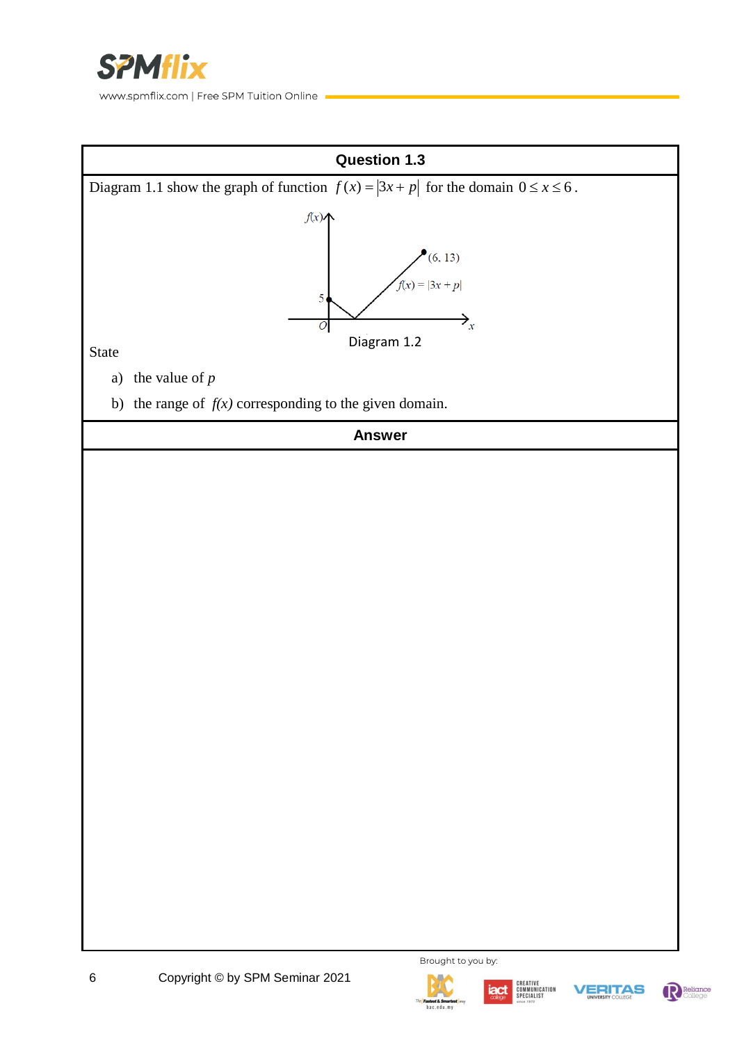## Question 1.3

Diagram 1.1 show the graph of function $f(x) = |3x + p|$ for the domain $0 \leq x \leq 6$.

Diagram 1.2

State

a) the value of $p$

b) the range of $f(x)$ corresponding to the given domain.

## Answer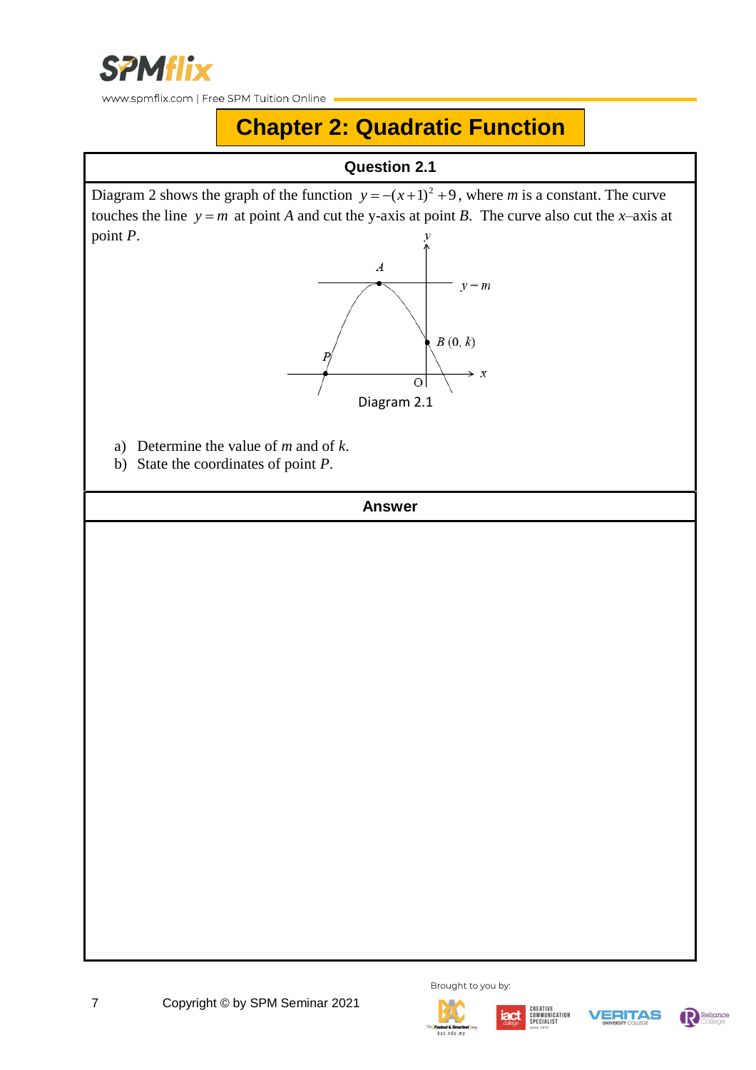# Chapter 2: Quadratic Function

## Question 2.1

Diagram 2 shows the graph of the function $y = -(x+1)^2 + 9$, where *m* is a constant. The curve touches the line $y = m$ at point *A* and cut the y-axis at point *B*. The curve also cut the *x*–axis at point *P*.

Diagram 2.1

a) Determine the value of *m* and of *k*.
b) State the coordinates of point *P*.

## Answer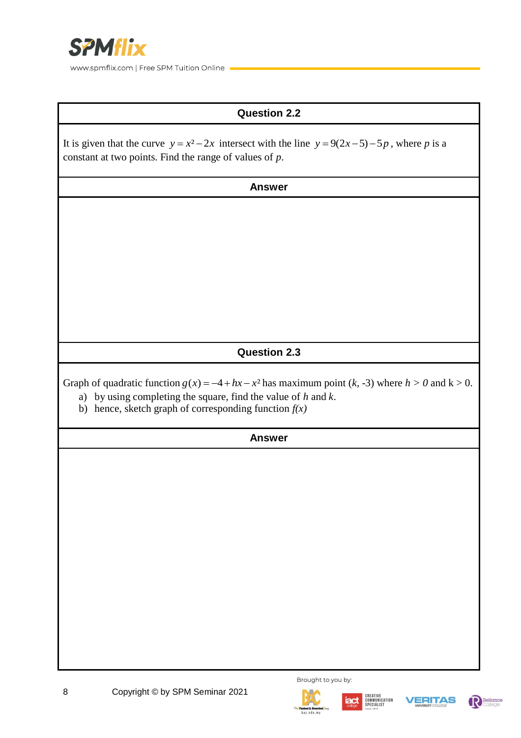## Question 2.2

It is given that the curve $y = x^2 - 2x$ intersect with the line $y = 9(2x-5) - 5p$, where $p$ is a constant at two points. Find the range of values of $p$.

**Answer**

## Question 2.3

Graph of quadratic function $g(x) = -4 + hx - x^2$ has maximum point ($k$, -3) where $h > 0$ and $k > 0$.

a) by using completing the square, find the value of $h$ and $k$.

b) hence, sketch graph of corresponding function $f(x)$

**Answer**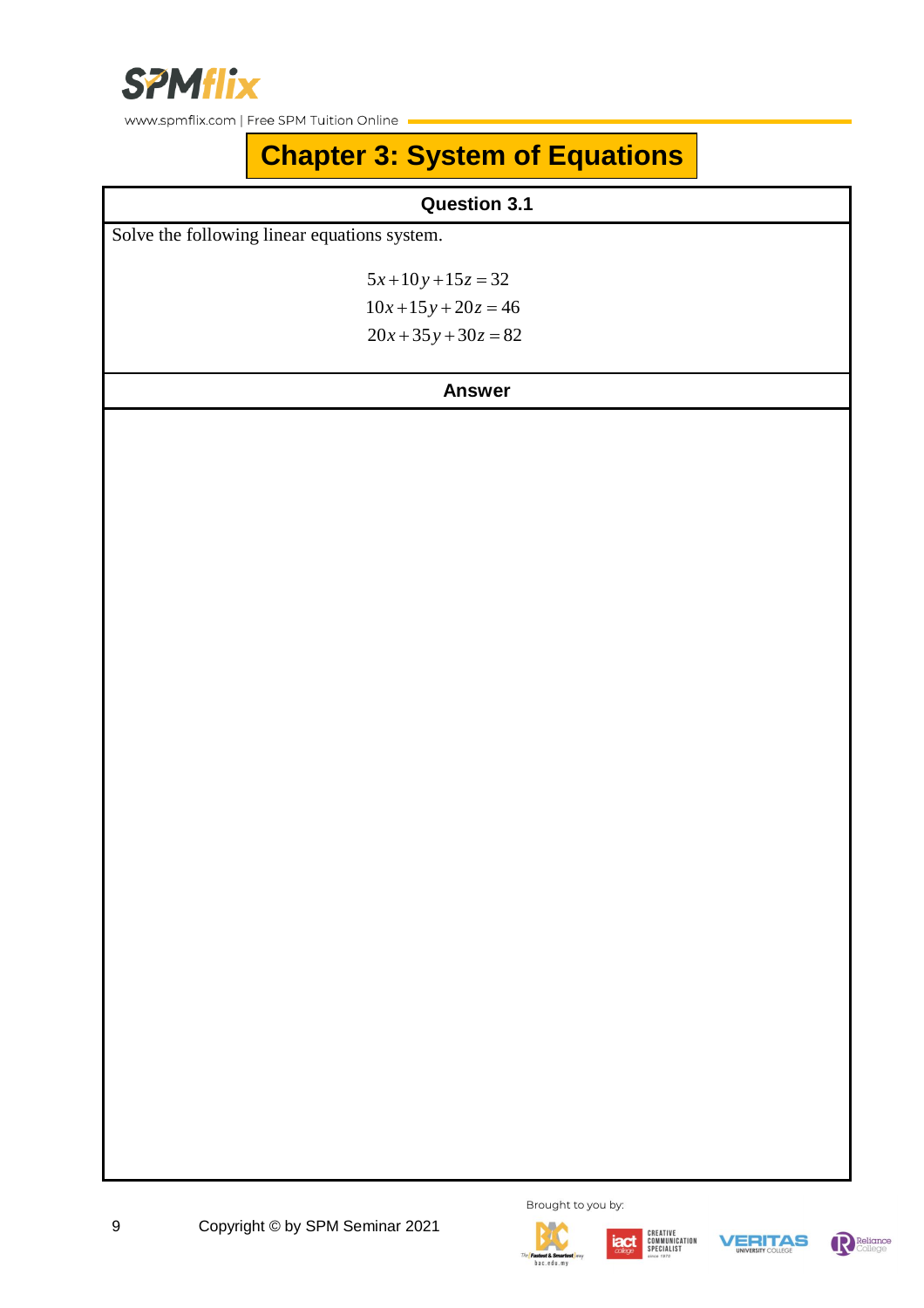# Chapter 3: System of Equations

## Question 3.1

Solve the following linear equations system.

$$5x + 10y + 15z = 32$$
$$10x + 15y + 20z = 46$$
$$20x + 35y + 30z = 82$$

## Answer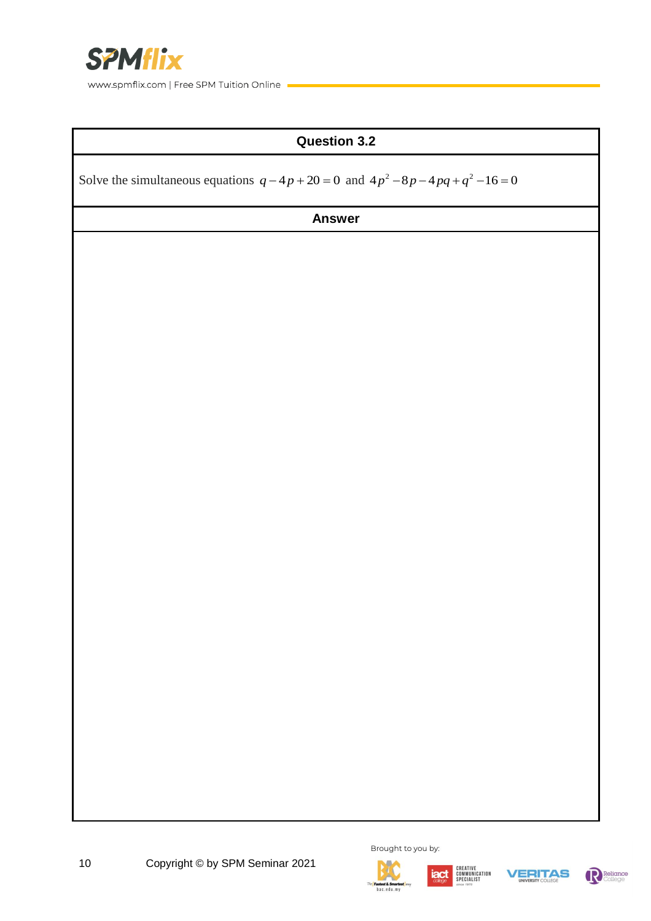## Question 3.2

Solve the simultaneous equations $q - 4p + 20 = 0$ and $4p^2 - 8p - 4pq + q^2 - 16 = 0$

## Answer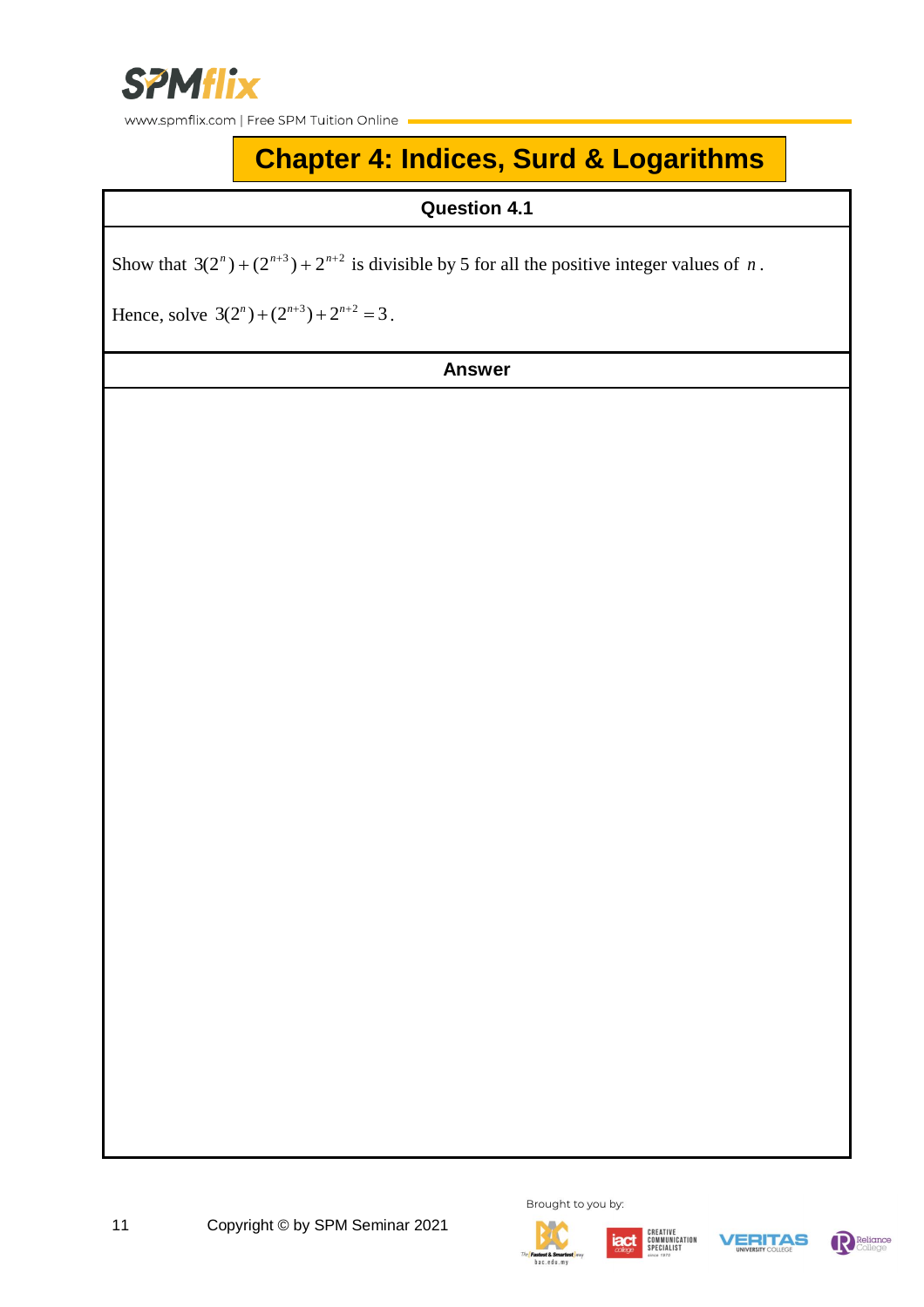# Chapter 4: Indices, Surd & Logarithms

| **Question 4.1** |
|---|
| Show that $3(2^n)+(2^{n+3})+2^{n+2}$ is divisible by 5 for all the positive integer values of $n$.<br><br>Hence, solve $3(2^n)+(2^{n+3})+2^{n+2}=3$. |
| **Answer** |
| |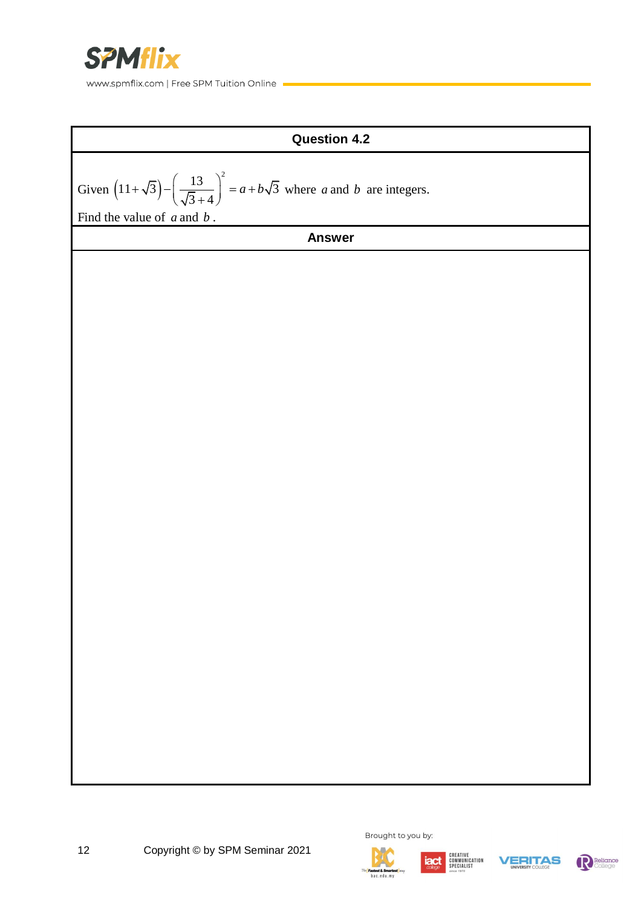## Question 4.2

Given $\left(11+\sqrt{3}\right)-\left(\dfrac{13}{\sqrt{3}+4}\right)^{2}=a+b\sqrt{3}$ where $a$ and $b$ are integers.

Find the value of $a$ and $b$.

## Answer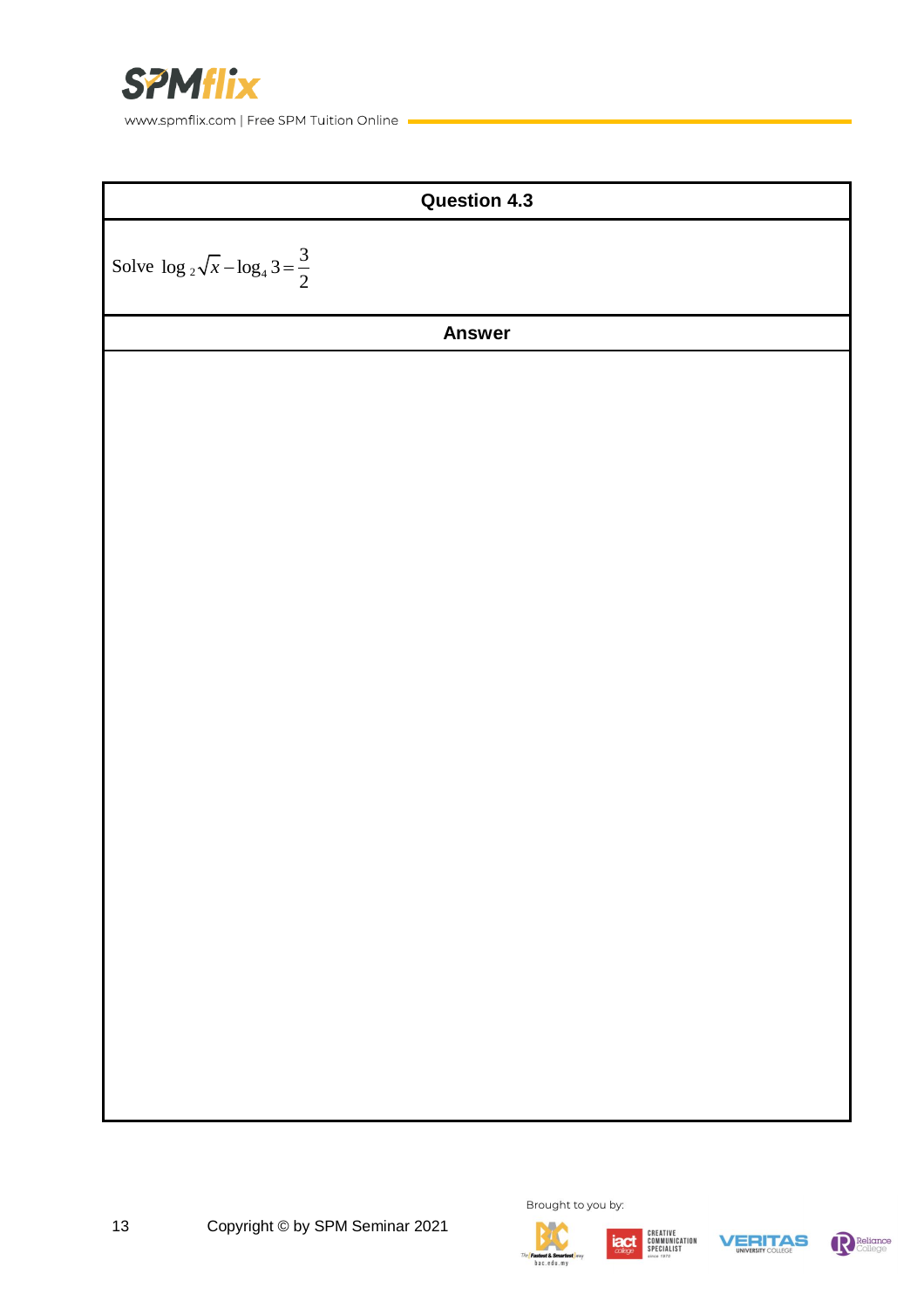| Question 4.3 |
| --- |
| Solve $\log_2 \sqrt{x} - \log_4 3 = \frac{3}{2}$ |
| **Answer** |
| |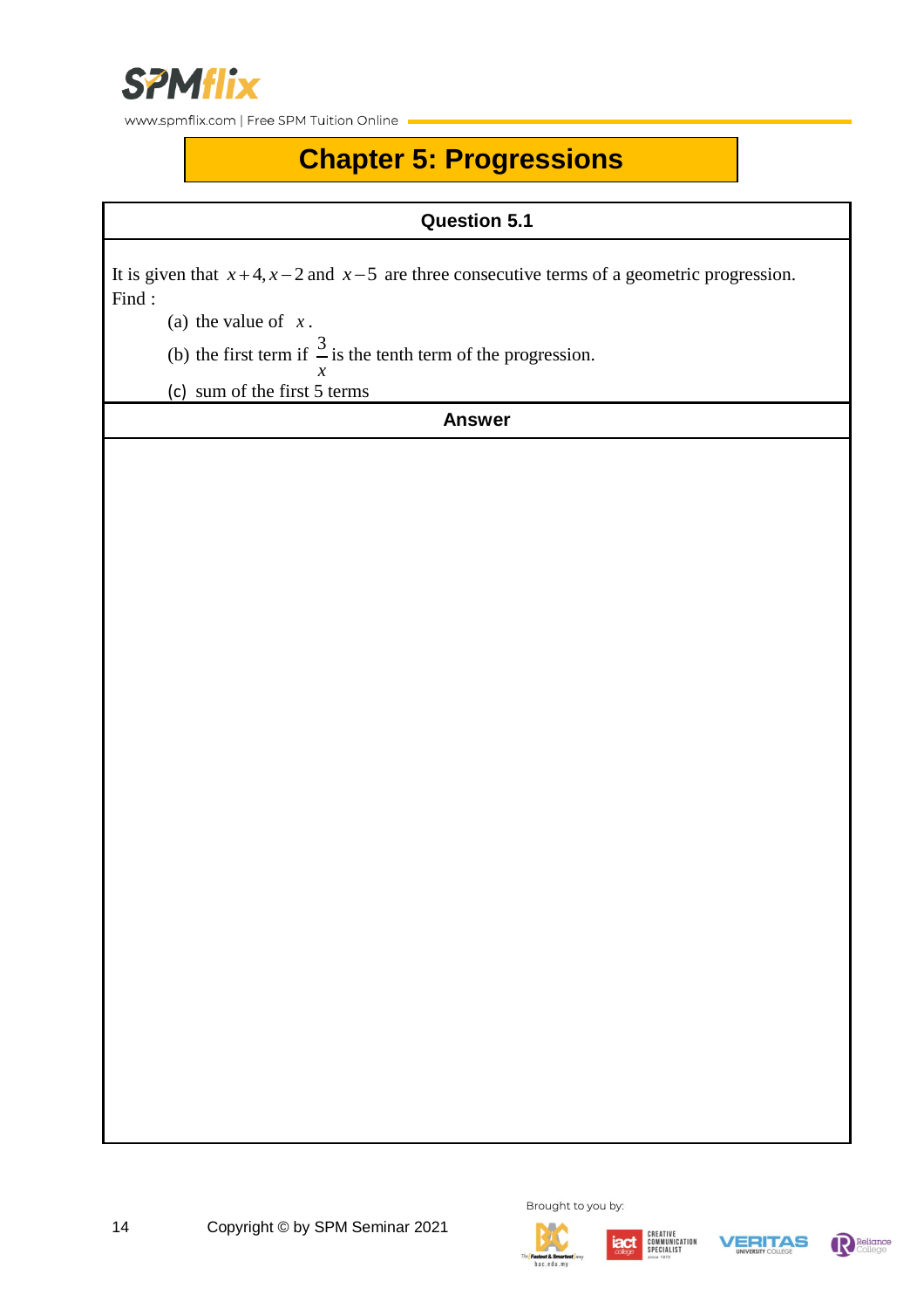## Chapter 5: Progressions

### Question 5.1

It is given that $x+4, x-2$ and $x-5$ are three consecutive terms of a geometric progression. Find :

(a) the value of $x$.

(b) the first term if $\frac{3}{x}$ is the tenth term of the progression.

(c) sum of the first 5 terms

### Answer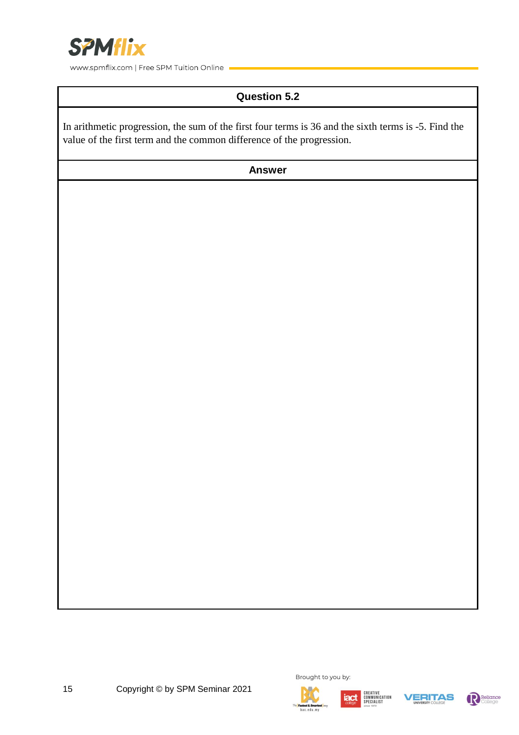## Question 5.2

In arithmetic progression, the sum of the first four terms is 36 and the sixth terms is -5. Find the value of the first term and the common difference of the progression.

## Answer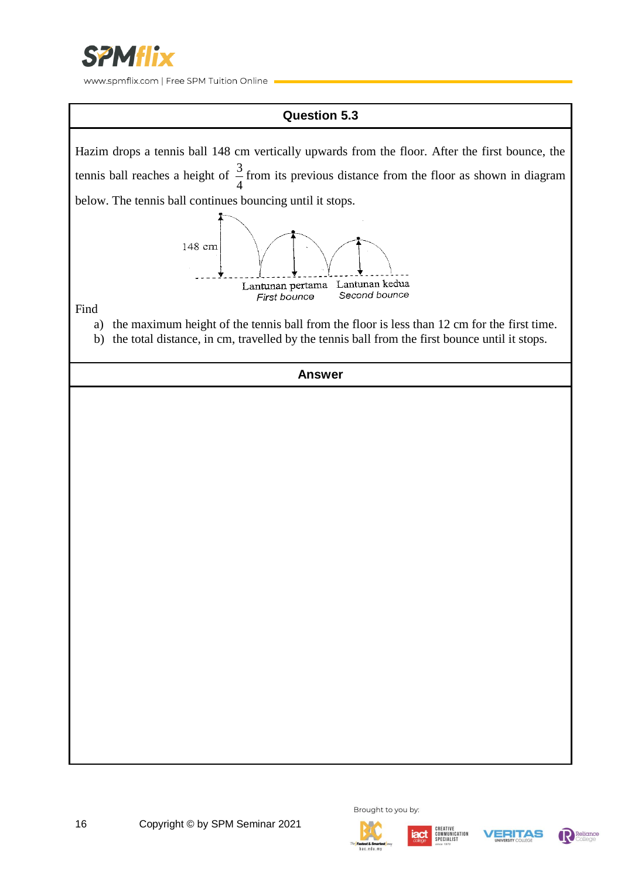## Question 5.3

Hazim drops a tennis ball 148 cm vertically upwards from the floor. After the first bounce, the tennis ball reaches a height of $\frac{3}{4}$ from its previous distance from the floor as shown in diagram below. The tennis ball continues bouncing until it stops.

148 cm

Lantunan pertama
*First bounce*

Lantunan kedua
*Second bounce*

Find

a) the maximum height of the tennis ball from the floor is less than 12 cm for the first time.
b) the total distance, in cm, travelled by the tennis ball from the first bounce until it stops.

## Answer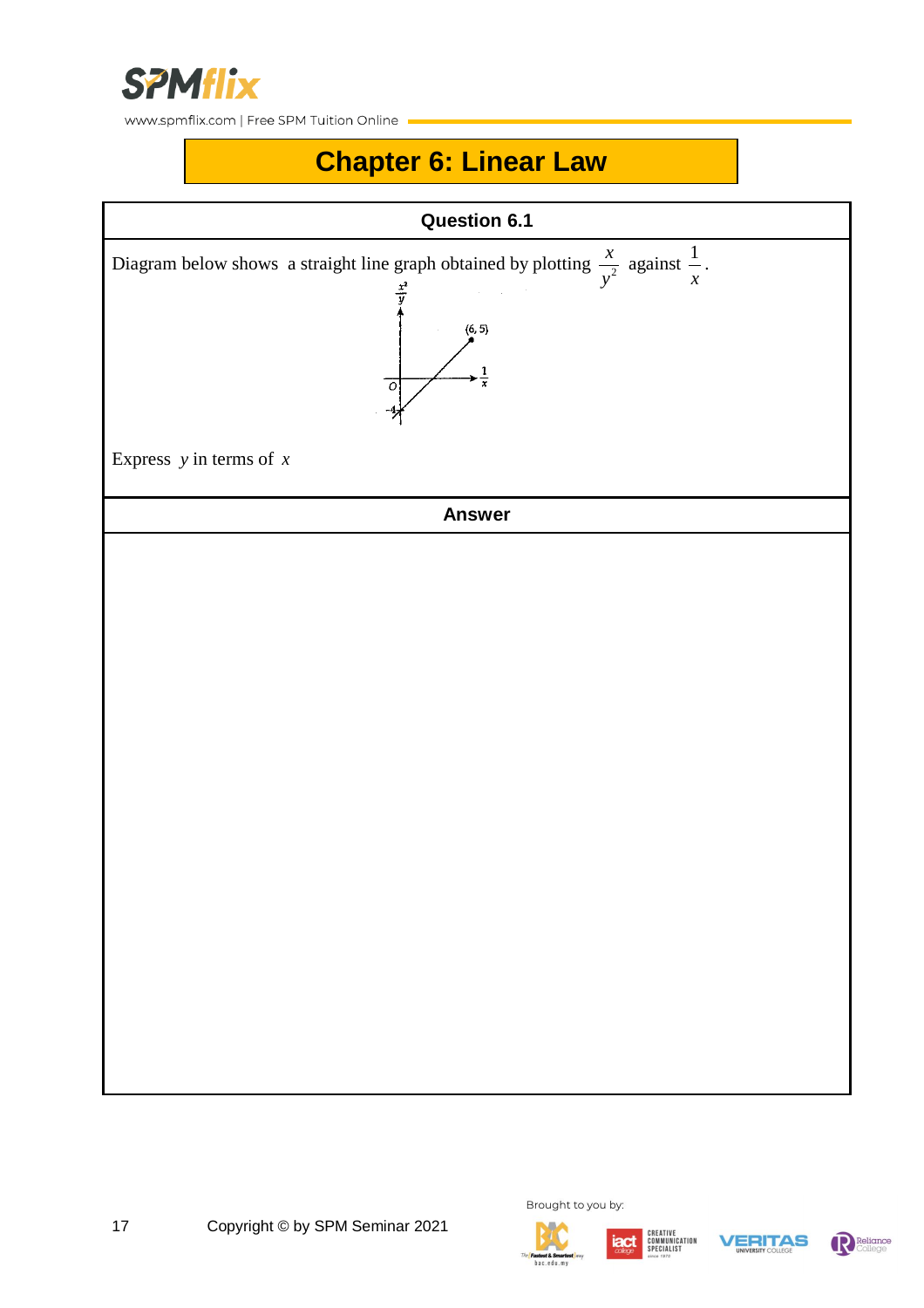# Chapter 6: Linear Law

## Question 6.1

Diagram below shows a straight line graph obtained by plotting $\frac{x}{y^2}$ against $\frac{1}{x}$.

Express $y$ in terms of $x$

## Answer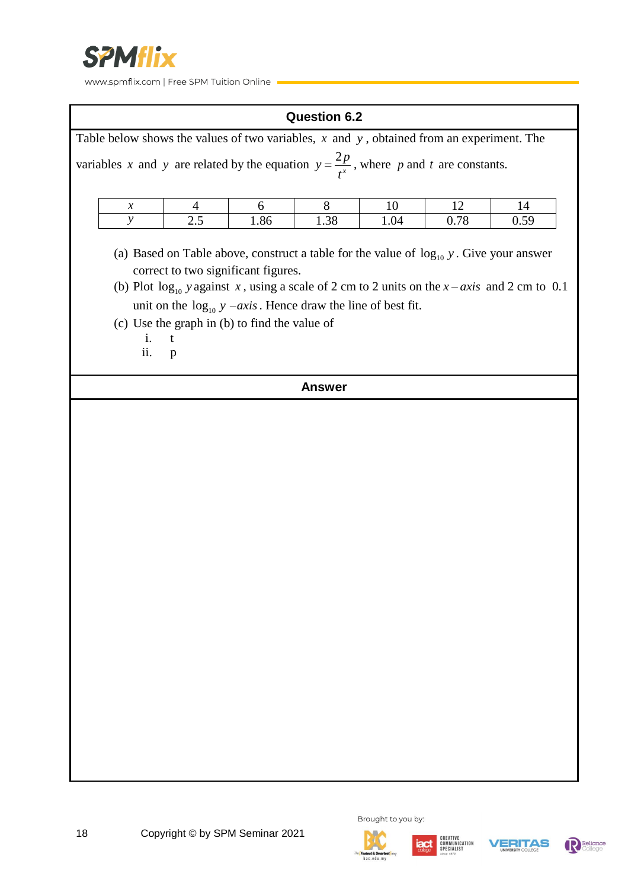## Question 6.2

Table below shows the values of two variables, $x$ and $y$, obtained from an experiment. The variables $x$ and $y$ are related by the equation $y = \frac{2p}{t^x}$, where $p$ and $t$ are constants.

| $x$ | 4 | 6 | 8 | 10 | 12 | 14 |
|---|---|---|---|---|---|---|
| $y$ | 2.5 | 1.86 | 1.38 | 1.04 | 0.78 | 0.59 |

(a) Based on Table above, construct a table for the value of $\log_{10} y$. Give your answer correct to two significant figures.

(b) Plot $\log_{10} y$ against $x$, using a scale of 2 cm to 2 units on the $x-axis$ and 2 cm to 0.1 unit on the $\log_{10} y -axis$. Hence draw the line of best fit.

(c) Use the graph in (b) to find the value of

  i. t

  ii. p

## Answer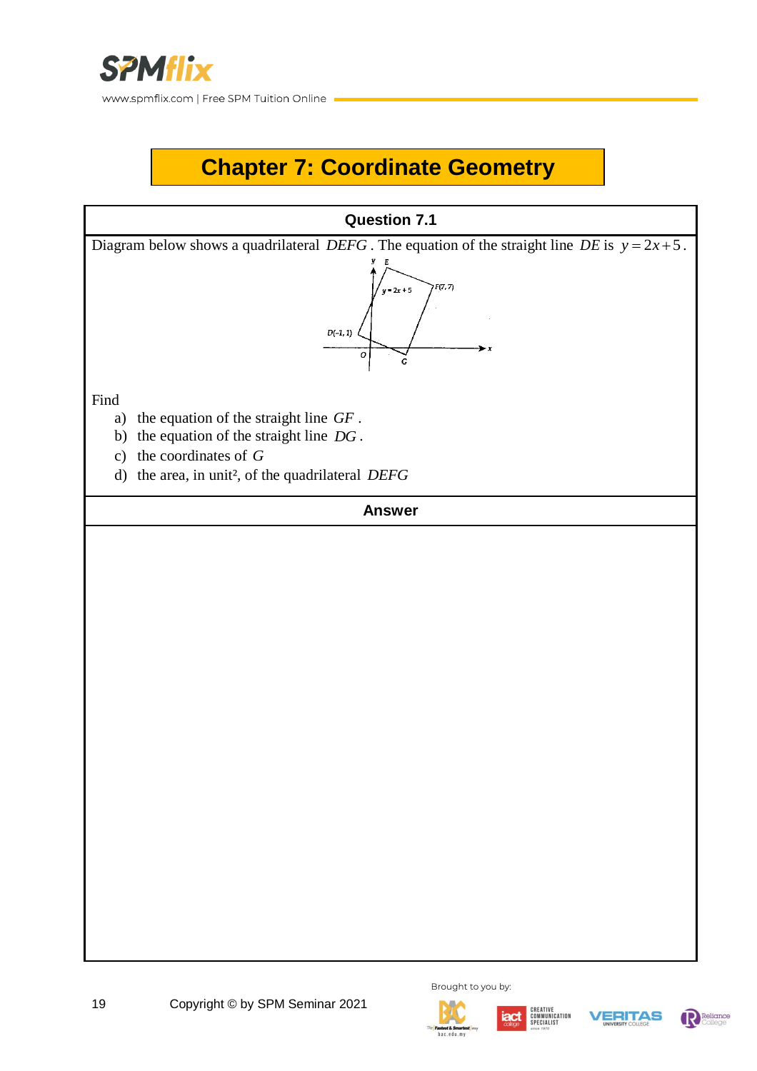# Chapter 7: Coordinate Geometry

## Question 7.1

Diagram below shows a quadrilateral $DEFG$. The equation of the straight line $DE$ is $y = 2x + 5$.

Find

a) the equation of the straight line $GF$.

b) the equation of the straight line $DG$.

c) the coordinates of $G$

d) the area, in unit², of the quadrilateral $DEFG$

## Answer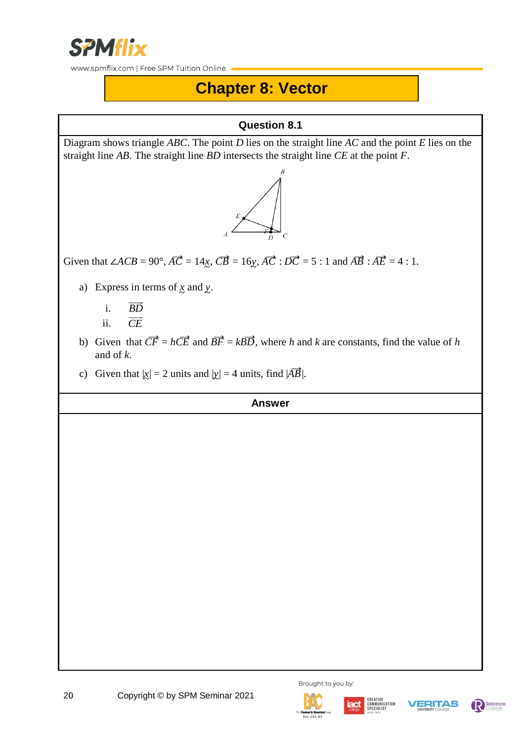# Chapter 8: Vector

**Question 8.1**

Diagram shows triangle *ABC*. The point *D* lies on the straight line *AC* and the point *E* lies on the straight line *AB*. The straight line *BD* intersects the straight line *CE* at the point *F*.

Given that $\angle ACB = 90°$, $\overrightarrow{AC} = 14\underset{\sim}{x}$, $\overrightarrow{CB} = 16\underset{\sim}{y}$, $\overrightarrow{AC} : \overrightarrow{DC} = 5 : 1$ and $\overrightarrow{AB} : \overrightarrow{AE} = 4 : 1$.

a) Express in terms of $\underset{\sim}{x}$ and $\underset{\sim}{y}$.

   i. $\overrightarrow{BD}$

   ii. $\overrightarrow{CE}$

b) Given that $\overrightarrow{CF} = h\overrightarrow{CE}$ and $\overrightarrow{BF} = k\overrightarrow{BD}$, where *h* and *k* are constants, find the value of *h* and of *k*.

c) Given that $|\underset{\sim}{x}| = 2$ units and $|\underset{\sim}{y}| = 4$ units, find $|\overrightarrow{AB}|$.

**Answer**

Copyright © by SPM Seminar 2021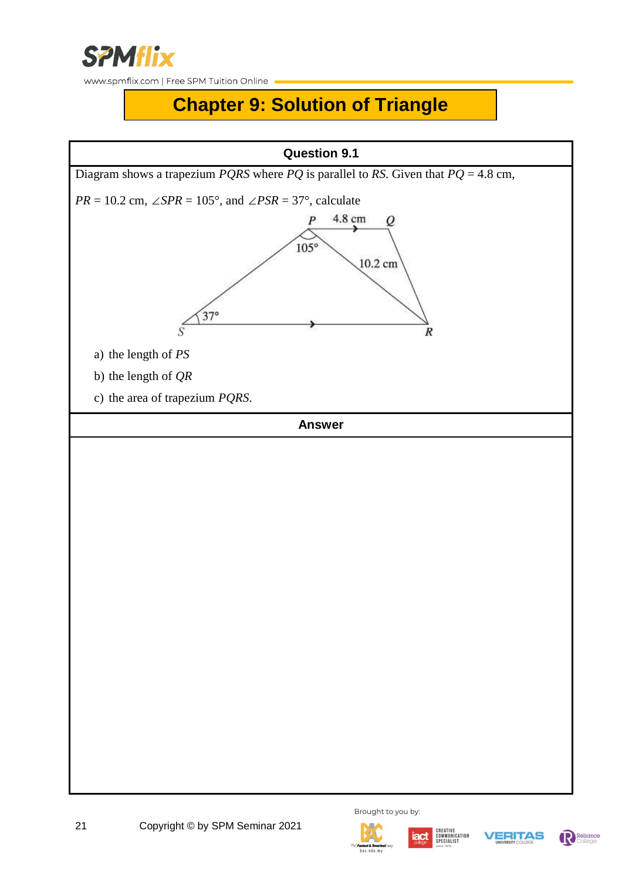# Chapter 9: Solution of Triangle

## Question 9.1

Diagram shows a trapezium *PQRS* where *PQ* is parallel to *RS*. Given that *PQ* = 4.8 cm, *PR* = 10.2 cm, $\angle SPR = 105°$, and $\angle PSR = 37°$, calculate

a) the length of *PS*

b) the length of *QR*

c) the area of trapezium *PQRS*.

## Answer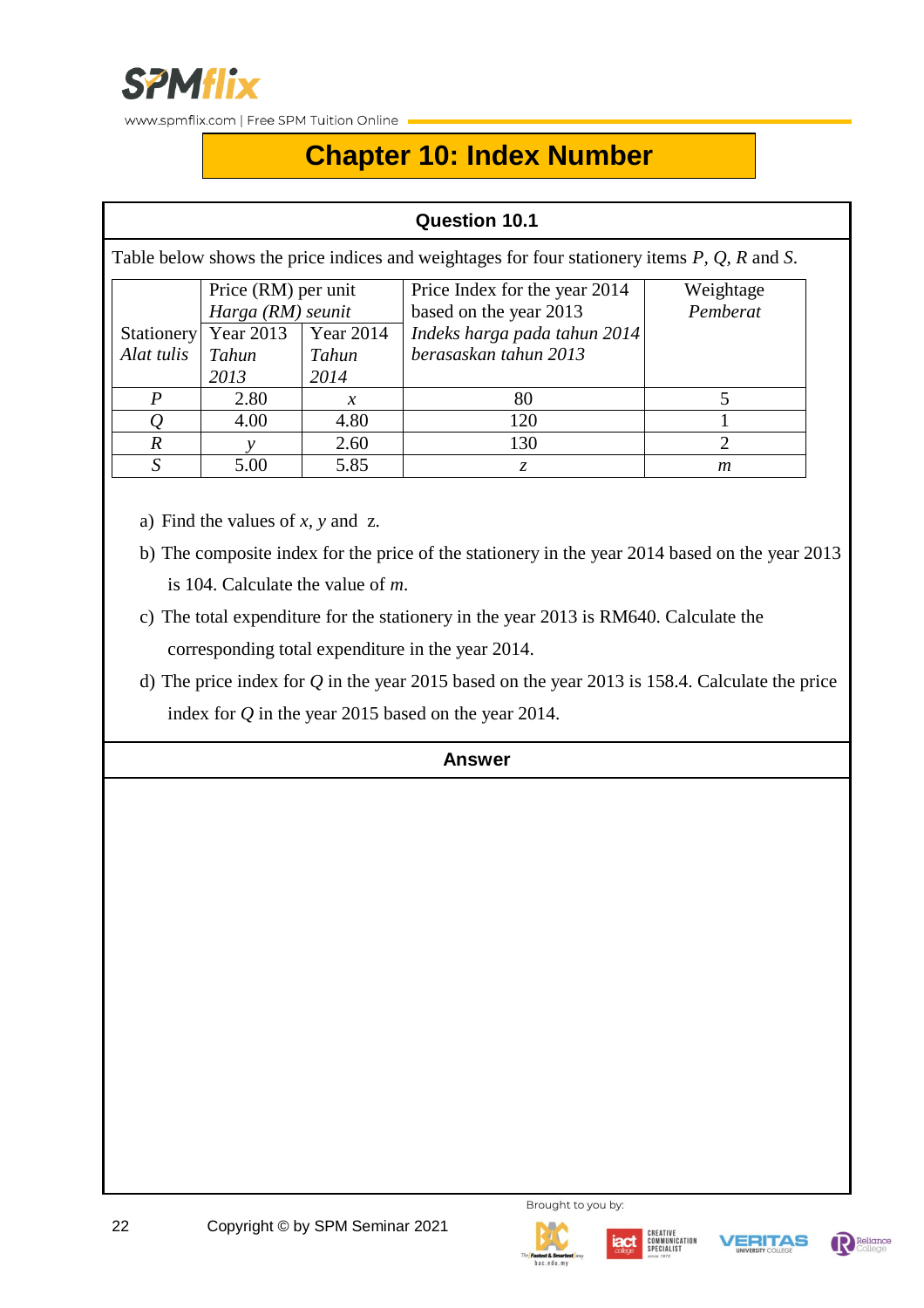# Chapter 10: Index Number

## Question 10.1

Table below shows the price indices and weightages for four stationery items $P$, $Q$, $R$ and $S$.

| Stationery *Alat tulis* | Price (RM) per unit *Harga (RM) seunit* | | Price Index for the year 2014 based on the year 2013 *Indeks harga pada tahun 2014 berasaskan tahun 2013* | Weightage *Pemberat* |
|---|---|---|---|---|
| | Year 2013 *Tahun 2013* | Year 2014 *Tahun 2014* | | |
| $P$ | 2.80 | $x$ | 80 | 5 |
| $Q$ | 4.00 | 4.80 | 120 | 1 |
| $R$ | $y$ | 2.60 | 130 | 2 |
| $S$ | 5.00 | 5.85 | $z$ | $m$ |

a) Find the values of $x$, $y$ and $z$.

b) The composite index for the price of the stationery in the year 2014 based on the year 2013 is 104. Calculate the value of $m$.

c) The total expenditure for the stationery in the year 2013 is RM640. Calculate the corresponding total expenditure in the year 2014.

d) The price index for $Q$ in the year 2015 based on the year 2013 is 158.4. Calculate the price index for $Q$ in the year 2015 based on the year 2014.

## Answer